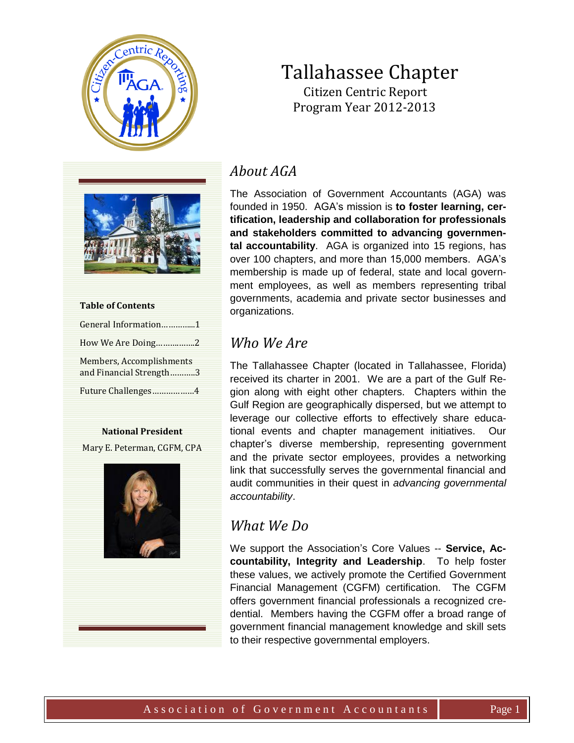# Tallahassee Chapter

Citizen Centric Report

Program Year 2012-2013

**Table of Contents**

General Information……………1

How We Are Doing………………2

Members, Accomplishments and Financial Strength………..3

Future Challenges………………4

**National President**

Mary E. Peterman, CGFM, CPA

## *About AGA*

The Association of Government Accountants (AGA) was founded in 1950. AGA's mission is **to foster learning, certification, leadership and collaboration for professionals and stakeholders committed to advancing governmental accountability**. AGA is organized into 15 regions, has over 100 chapters, and more than 15,000 members. AGA's membership is made up of federal, state and local government employees, as well as members representing tribal governments, academia and private sector businesses and organizations.

## *Who We Are*

The Tallahassee Chapter (located in Tallahassee, Florida) received its charter in 2001. We are a part of the Gulf Region along with eight other chapters. Chapters within the Gulf Region are geographically dispersed, but we attempt to leverage our collective efforts to effectively share educational events and chapter management initiatives. Our chapter's diverse membership, representing government and the private sector employees, provides a networking link that successfully serves the governmental financial and audit communities in their quest in *advancing governmental accountability*.

## *What We Do*

We support the Association's Core Values -- **Service, Accountability, Integrity and Leadership**. To help foster these values, we actively promote the Certified Government Financial Management (CGFM) certification. The CGFM offers government financial professionals a recognized credential. Members having the CGFM offer a broad range of government financial management knowledge and skill sets to their respective governmental employers.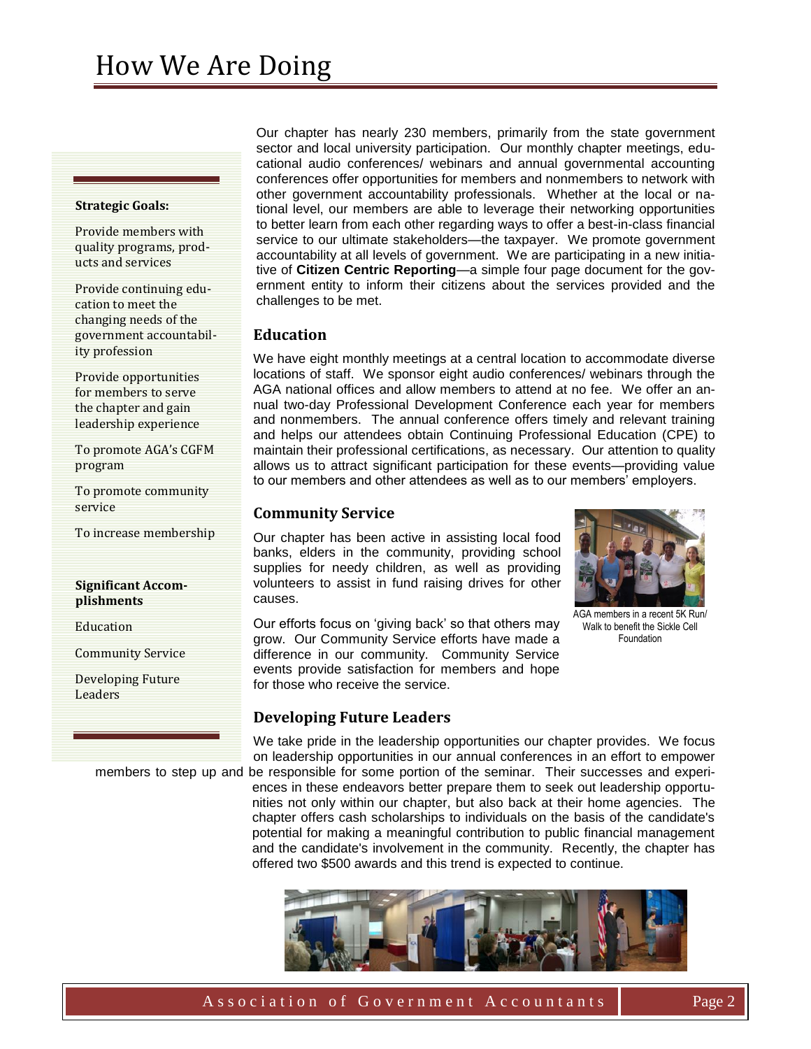# How We Are Doing

**Strategic Goals:**

Provide members with quality programs, products and services

Provide continuing education to meet the changing needs of the government accountability profession

Provide opportunities for members to serve the chapter and gain leadership experience

To promote AGA's CGFM program

To promote community service

To increase membership

**Significant Accomplishments**

Education

Community Service

Developing Future Leaders

Our chapter has nearly 230 members, primarily from the state government sector and local university participation. Our monthly chapter meetings, educational audio conferences/ webinars and annual governmental accounting conferences offer opportunities for members and nonmembers to network with other government accountability professionals. Whether at the local or national level, our members are able to leverage their networking opportunities to better learn from each other regarding ways to offer a best-in-class financial service to our ultimate stakeholders—the taxpayer. We promote government accountability at all levels of government. We are participating in a new initiative of **Citizen Centric Reporting**—a simple four page document for the government entity to inform their citizens about the services provided and the challenges to be met.

## Education

We have eight monthly meetings at a central location to accommodate diverse locations of staff. We sponsor eight audio conferences/ webinars through the AGA national offices and allow members to attend at no fee. We offer an annual two-day Professional Development Conference each year for members and nonmembers. The annual conference offers timely and relevant training and helps our attendees obtain Continuing Professional Education (CPE) to maintain their professional certifications, as necessary. Our attention to quality allows us to attract significant participation for these events—providing value to our members and other attendees as well as to our members' employers.

## Community Service

Our chapter has been active in assisting local food banks, elders in the community, providing school supplies for needy children, as well as providing volunteers to assist in fund raising drives for other causes.

AGA members in a recent 5K Run/ Walk to benefit the Sickle Cell Foundation

Our efforts focus on 'giving back' so that others may grow. Our Community Service efforts have made a difference in our community. Community Service events provide satisfaction for members and hope for those who receive the service.

## Developing Future Leaders

We take pride in the leadership opportunities our chapter provides. We focus on leadership opportunities in our annual conferences in an effort to empower members to step up and be responsible for some portion of the seminar. Their successes and experiences in these endeavors better prepare them to seek out leadership opportunities not only within our chapter, but also back at their home agencies. The chapter offers cash scholarships to individuals on the basis of the candidate's potential for making a meaningful contribution to public financial management and the candidate's involvement in the community. Recently, the chapter has offered two $500 awards and this trend is expected to continue.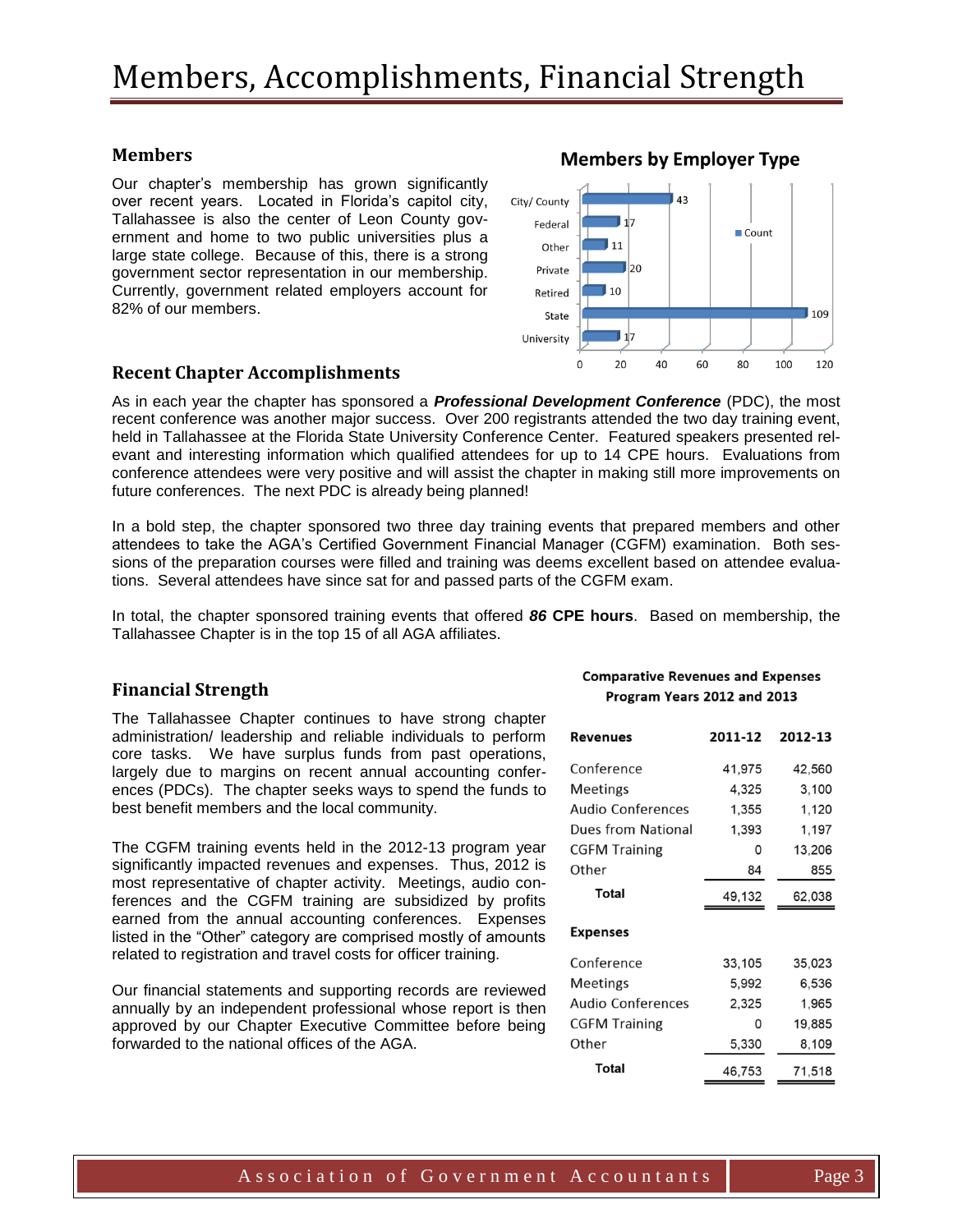# Members, Accomplishments, Financial Strength

## Members

Our chapter's membership has grown significantly over recent years. Located in Florida's capitol city, Tallahassee is also the center of Leon County government and home to two public universities plus a large state college. Because of this, there is a strong government sector representation in our membership. Currently, government related employers account for 82% of our members.

**Members by Employer Type**

| Employer Type | Count |
|---|---|
| City/ County | 43 |
| Federal | 17 |
| Other | 11 |
| Private | 20 |
| Retired | 10 |
| State | 109 |
| University | 17 |

## Recent Chapter Accomplishments

As in each year the chapter has sponsored a ***Professional Development Conference*** (PDC), the most recent conference was another major success. Over 200 registrants attended the two day training event, held in Tallahassee at the Florida State University Conference Center. Featured speakers presented relevant and interesting information which qualified attendees for up to 14 CPE hours. Evaluations from conference attendees were very positive and will assist the chapter in making still more improvements on future conferences. The next PDC is already being planned!

In a bold step, the chapter sponsored two three day training events that prepared members and other attendees to take the AGA's Certified Government Financial Manager (CGFM) examination. Both sessions of the preparation courses were filled and training was deems excellent based on attendee evaluations. Several attendees have since sat for and passed parts of the CGFM exam.

In total, the chapter sponsored training events that offered ***86* CPE hours**. Based on membership, the Tallahassee Chapter is in the top 15 of all AGA affiliates.

## Financial Strength

The Tallahassee Chapter continues to have strong chapter administration/ leadership and reliable individuals to perform core tasks. We have surplus funds from past operations, largely due to margins on recent annual accounting conferences (PDCs). The chapter seeks ways to spend the funds to best benefit members and the local community.

The CGFM training events held in the 2012-13 program year significantly impacted revenues and expenses. Thus, 2012 is most representative of chapter activity. Meetings, audio conferences and the CGFM training are subsidized by profits earned from the annual accounting conferences. Expenses listed in the "Other" category are comprised mostly of amounts related to registration and travel costs for officer training.

Our financial statements and supporting records are reviewed annually by an independent professional whose report is then approved by our Chapter Executive Committee before being forwarded to the national offices of the AGA.

**Comparative Revenues and Expenses**
**Program Years 2012 and 2013**

| Revenues | 2011-12 | 2012-13 |
|---|---|---|
| Conference | 41,975 | 42,560 |
| Meetings | 4,325 | 3,100 |
| Audio Conferences | 1,355 | 1,120 |
| Dues from National | 1,393 | 1,197 |
| CGFM Training | 0 | 13,206 |
| Other | 84 | 855 |
| **Total** | 49,132 | 62,038 |
| **Expenses** | | |
| Conference | 33,105 | 35,023 |
| Meetings | 5,992 | 6,536 |
| Audio Conferences | 2,325 | 1,965 |
| CGFM Training | 0 | 19,885 |
| Other | 5,330 | 8,109 |
| **Total** | 46,753 | 71,518 |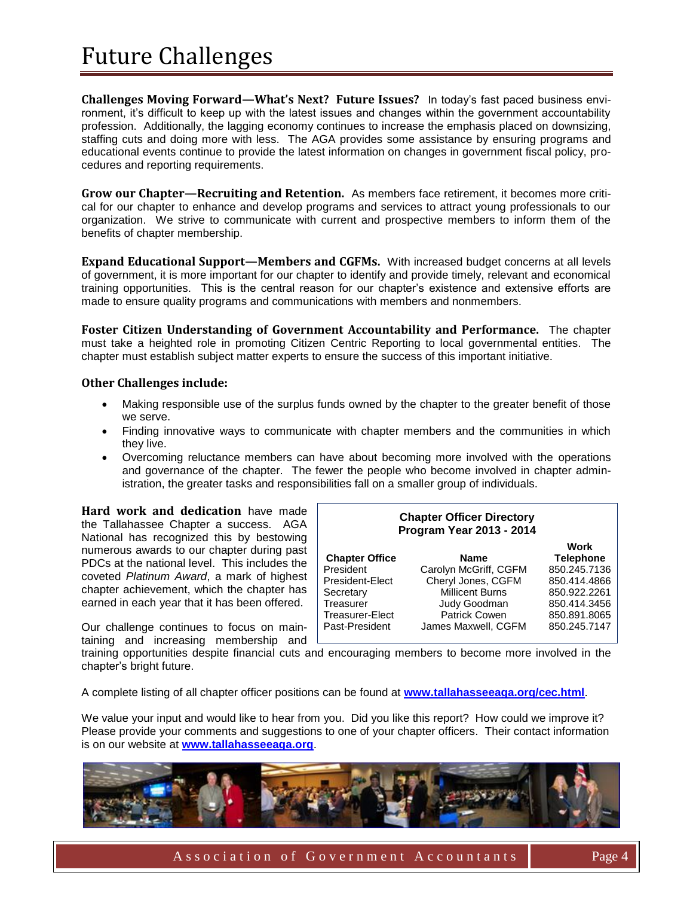# Future Challenges

**Challenges Moving Forward—What's Next? Future Issues?** In today's fast paced business environment, it's difficult to keep up with the latest issues and changes within the government accountability profession. Additionally, the lagging economy continues to increase the emphasis placed on downsizing, staffing cuts and doing more with less. The AGA provides some assistance by ensuring programs and educational events continue to provide the latest information on changes in government fiscal policy, procedures and reporting requirements.

**Grow our Chapter—Recruiting and Retention.** As members face retirement, it becomes more critical for our chapter to enhance and develop programs and services to attract young professionals to our organization. We strive to communicate with current and prospective members to inform them of the benefits of chapter membership.

**Expand Educational Support—Members and CGFMs.** With increased budget concerns at all levels of government, it is more important for our chapter to identify and provide timely, relevant and economical training opportunities. This is the central reason for our chapter's existence and extensive efforts are made to ensure quality programs and communications with members and nonmembers.

**Foster Citizen Understanding of Government Accountability and Performance.** The chapter must take a heighted role in promoting Citizen Centric Reporting to local governmental entities. The chapter must establish subject matter experts to ensure the success of this important initiative.

**Other Challenges include:**

- Making responsible use of the surplus funds owned by the chapter to the greater benefit of those we serve.
- Finding innovative ways to communicate with chapter members and the communities in which they live.
- Overcoming reluctance members can have about becoming more involved with the operations and governance of the chapter. The fewer the people who become involved in chapter administration, the greater tasks and responsibilities fall on a smaller group of individuals.

**Hard work and dedication** have made the Tallahassee Chapter a success. AGA National has recognized this by bestowing numerous awards to our chapter during past PDCs at the national level. This includes the coveted *Platinum Award*, a mark of highest chapter achievement, which the chapter has earned in each year that it has been offered.

**Chapter Officer Directory**
**Program Year 2013 - 2014**

| Chapter Office | Name | Work Telephone |
|---|---|---|
| President | Carolyn McGriff, CGFM | 850.245.7136 |
| President-Elect | Cheryl Jones, CGFM | 850.414.4866 |
| Secretary | Millicent Burns | 850.922.2261 |
| Treasurer | Judy Goodman | 850.414.3456 |
| Treasurer-Elect | Patrick Cowen | 850.891.8065 |
| Past-President | James Maxwell, CGFM | 850.245.7147 |

Our challenge continues to focus on maintaining and increasing membership and training opportunities despite financial cuts and encouraging members to become more involved in the chapter's bright future.

A complete listing of all chapter officer positions can be found at **www.tallahasseeaga.org/cec.html**.

We value your input and would like to hear from you. Did you like this report? How could we improve it? Please provide your comments and suggestions to one of your chapter officers. Their contact information is on our website at **www.tallahasseeaga.org**.